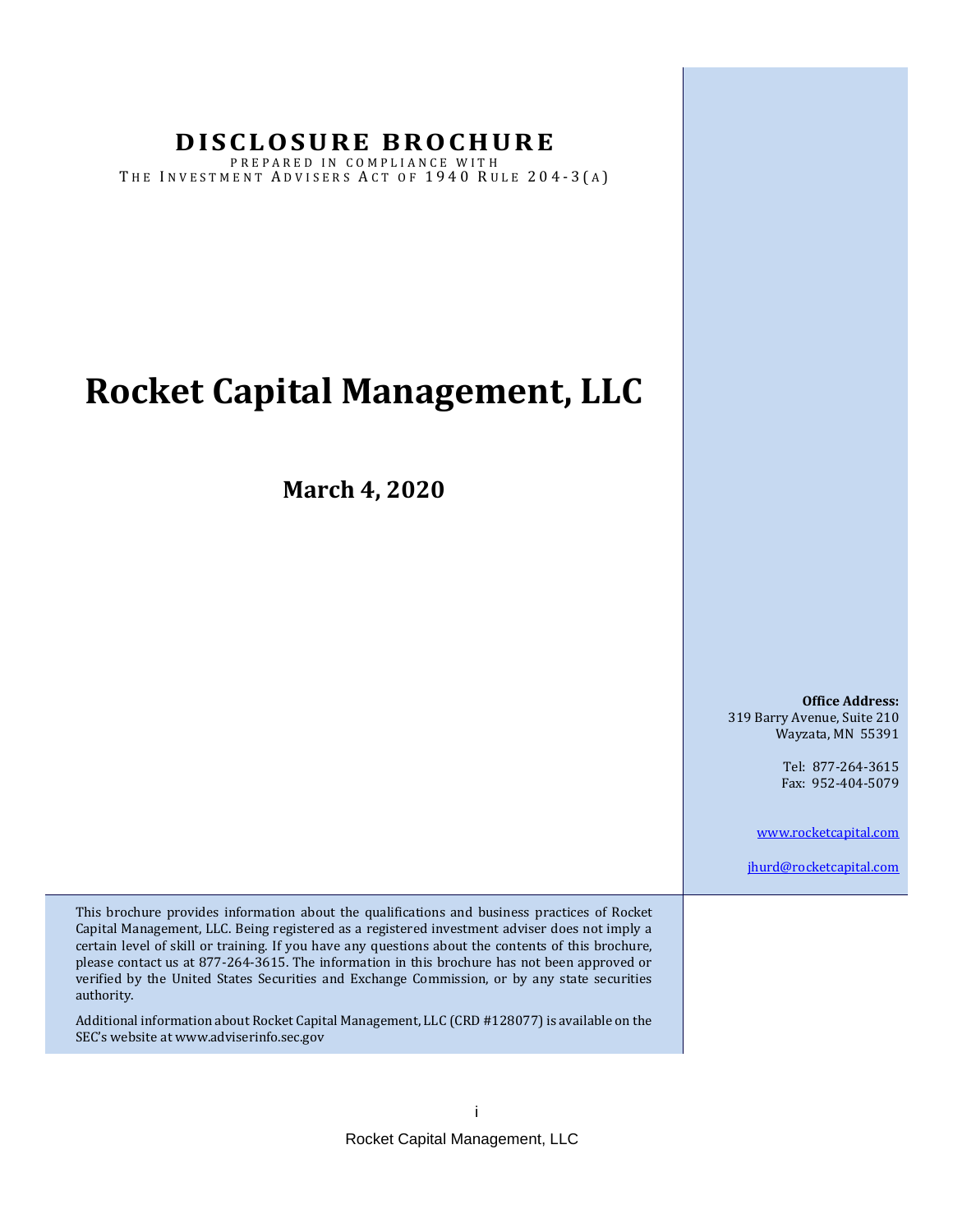# DISCLOSURE BROCHURE

PREPARED IN COMPLIANCE WITH
THE INVESTMENT ADVISERS ACT OF 1940 RULE 204-3(A)

# Rocket Capital Management, LLC

**March 4, 2020**

**Office Address:**
319 Barry Avenue, Suite 210
Wayzata, MN 55391

Tel: 877-264-3615
Fax: 952-404-5079

www.rocketcapital.com

jhurd@rocketcapital.com

This brochure provides information about the qualifications and business practices of Rocket Capital Management, LLC. Being registered as a registered investment adviser does not imply a certain level of skill or training. If you have any questions about the contents of this brochure, please contact us at 877-264-3615. The information in this brochure has not been approved or verified by the United States Securities and Exchange Commission, or by any state securities authority.

Additional information about Rocket Capital Management, LLC (CRD #128077) is available on the SEC's website at www.adviserinfo.sec.gov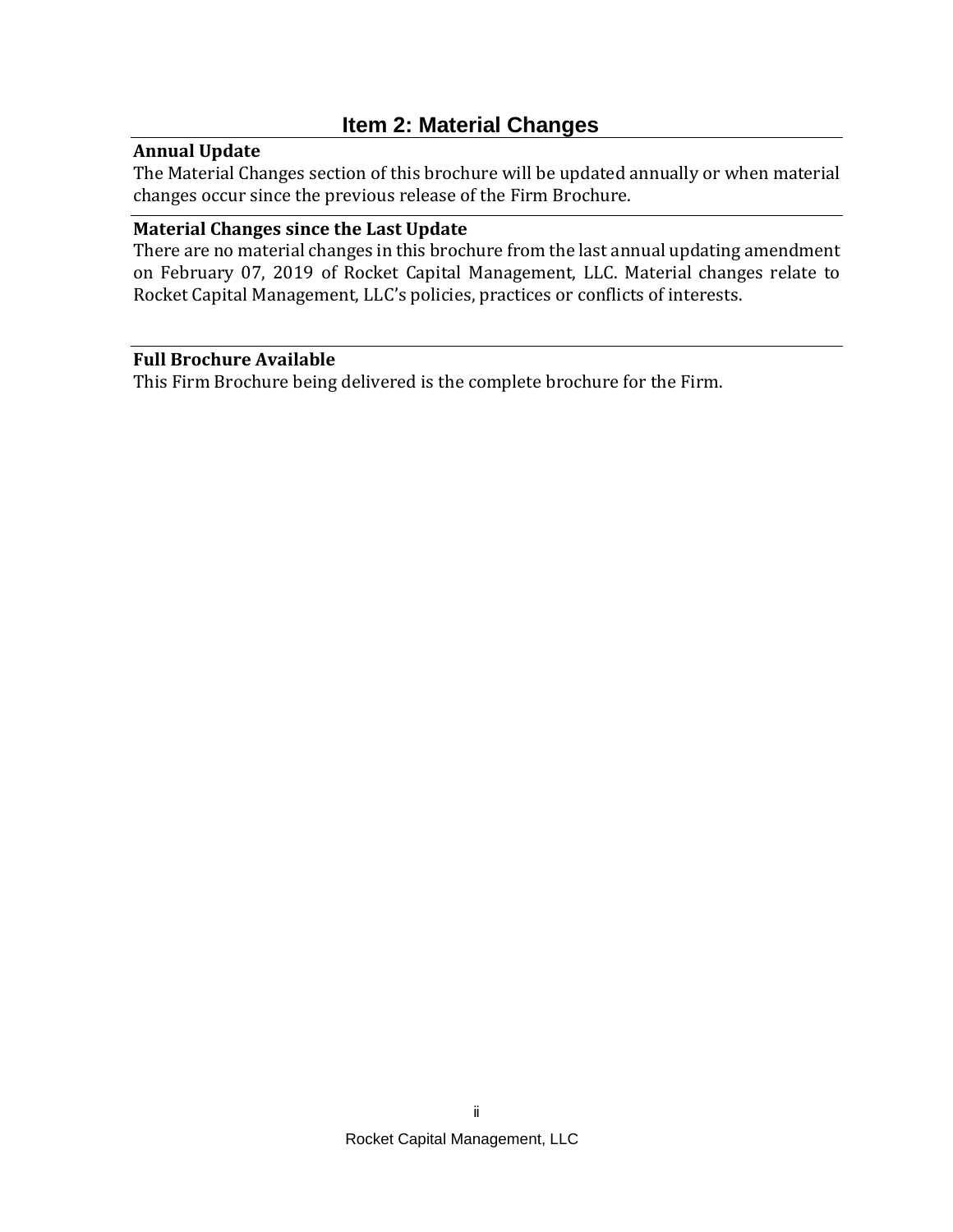## Item 2: Material Changes

**Annual Update**

The Material Changes section of this brochure will be updated annually or when material changes occur since the previous release of the Firm Brochure.

**Material Changes since the Last Update**

There are no material changes in this brochure from the last annual updating amendment on February 07, 2019 of Rocket Capital Management, LLC. Material changes relate to Rocket Capital Management, LLC's policies, practices or conflicts of interests.

**Full Brochure Available**

This Firm Brochure being delivered is the complete brochure for the Firm.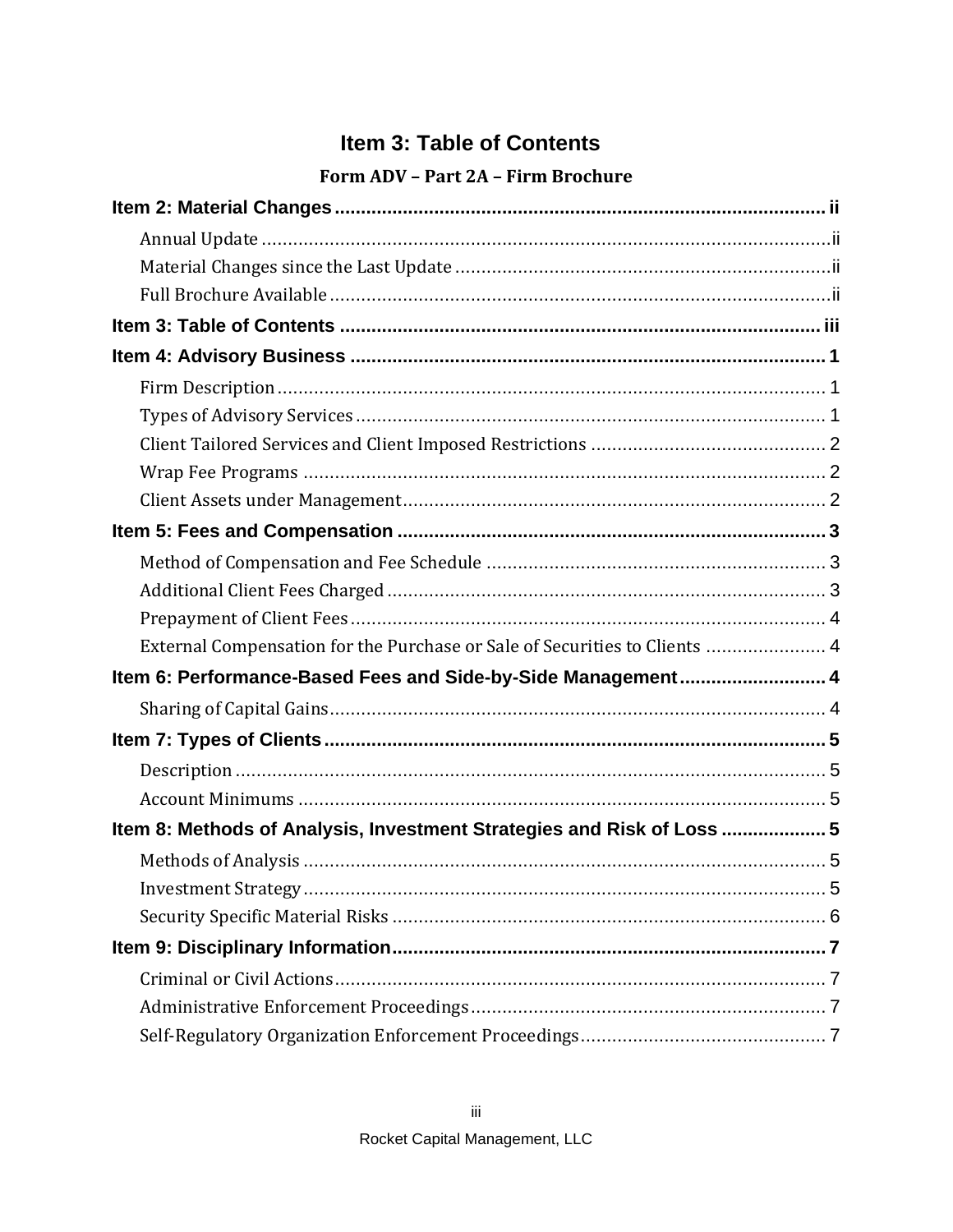# Item 3: Table of Contents

**Form ADV – Part 2A – Firm Brochure**

**Item 2: Material Changes** ... ii

- Annual Update ... ii
- Material Changes since the Last Update ... ii
- Full Brochure Available ... ii

**Item 3: Table of Contents** ... iii

**Item 4: Advisory Business** ... 1

- Firm Description ... 1
- Types of Advisory Services ... 1
- Client Tailored Services and Client Imposed Restrictions ... 2
- Wrap Fee Programs ... 2
- Client Assets under Management ... 2

**Item 5: Fees and Compensation** ... 3

- Method of Compensation and Fee Schedule ... 3
- Additional Client Fees Charged ... 3
- Prepayment of Client Fees ... 4
- External Compensation for the Purchase or Sale of Securities to Clients ... 4

**Item 6: Performance-Based Fees and Side-by-Side Management** ... 4

- Sharing of Capital Gains ... 4

**Item 7: Types of Clients** ... 5

- Description ... 5
- Account Minimums ... 5

**Item 8: Methods of Analysis, Investment Strategies and Risk of Loss** ... 5

- Methods of Analysis ... 5
- Investment Strategy ... 5
- Security Specific Material Risks ... 6

**Item 9: Disciplinary Information** ... 7

- Criminal or Civil Actions ... 7
- Administrative Enforcement Proceedings ... 7
- Self-Regulatory Organization Enforcement Proceedings ... 7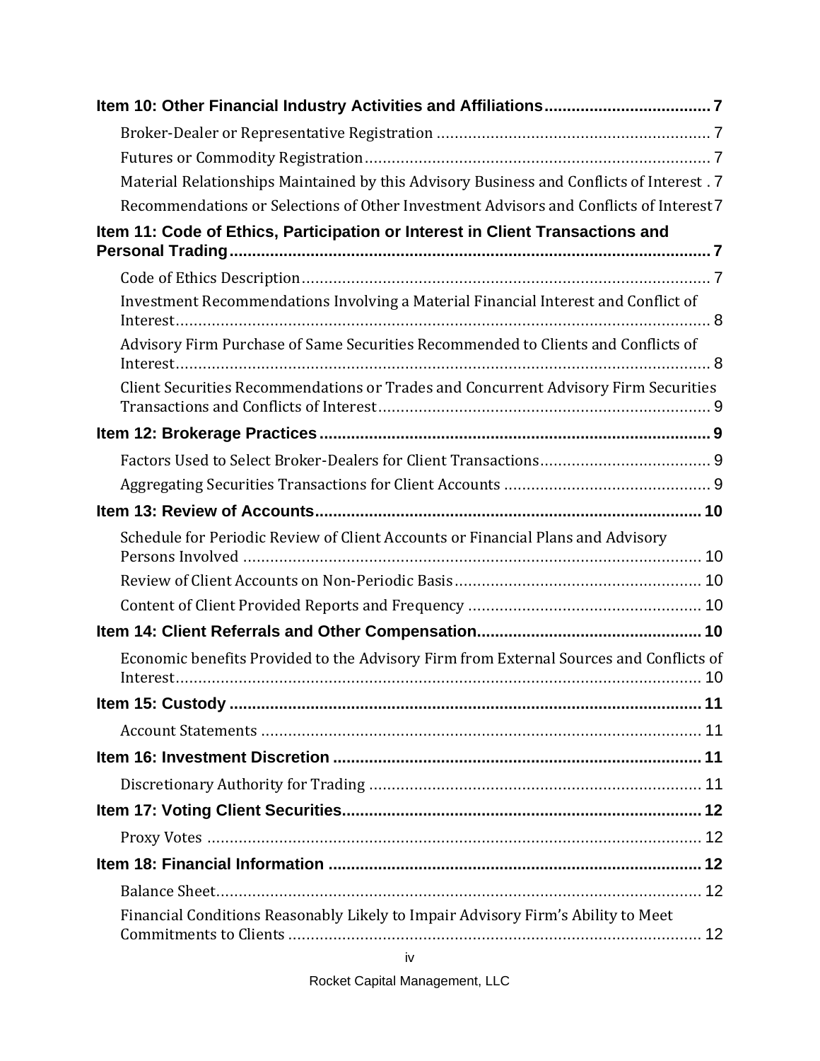**Item 10: Other Financial Industry Activities and Affiliations .................................... 7**

Broker-Dealer or Representative Registration ............................................................ 7

Futures or Commodity Registration ........................................................................... 7

Material Relationships Maintained by this Advisory Business and Conflicts of Interest . 7

Recommendations or Selections of Other Investment Advisors and Conflicts of Interest 7

**Item 11: Code of Ethics, Participation or Interest in Client Transactions and Personal Trading .......................................................................................................... 7**

Code of Ethics Description .......................................................................................... 7

Investment Recommendations Involving a Material Financial Interest and Conflict of Interest ...................................................................................................................... 8

Advisory Firm Purchase of Same Securities Recommended to Clients and Conflicts of Interest ...................................................................................................................... 8

Client Securities Recommendations or Trades and Concurrent Advisory Firm Securities Transactions and Conflicts of Interest ........................................................................ 9

**Item 12: Brokerage Practices ...................................................................................... 9**

Factors Used to Select Broker-Dealers for Client Transactions ..................................... 9

Aggregating Securities Transactions for Client Accounts ............................................. 9

**Item 13: Review of Accounts ..................................................................................... 10**

Schedule for Periodic Review of Client Accounts or Financial Plans and Advisory Persons Involved ..................................................................................................... 10

Review of Client Accounts on Non-Periodic Basis ...................................................... 10

Content of Client Provided Reports and Frequency ................................................... 10

**Item 14: Client Referrals and Other Compensation ................................................. 10**

Economic benefits Provided to the Advisory Firm from External Sources and Conflicts of Interest .................................................................................................................... 10

**Item 15: Custody ....................................................................................................... 11**

Account Statements ................................................................................................. 11

**Item 16: Investment Discretion ................................................................................. 11**

Discretionary Authority for Trading ......................................................................... 11

**Item 17: Voting Client Securities ............................................................................... 12**

Proxy Votes ............................................................................................................. 12

**Item 18: Financial Information .................................................................................. 12**

Balance Sheet .......................................................................................................... 12

Financial Conditions Reasonably Likely to Impair Advisory Firm's Ability to Meet Commitments to Clients ........................................................................................... 12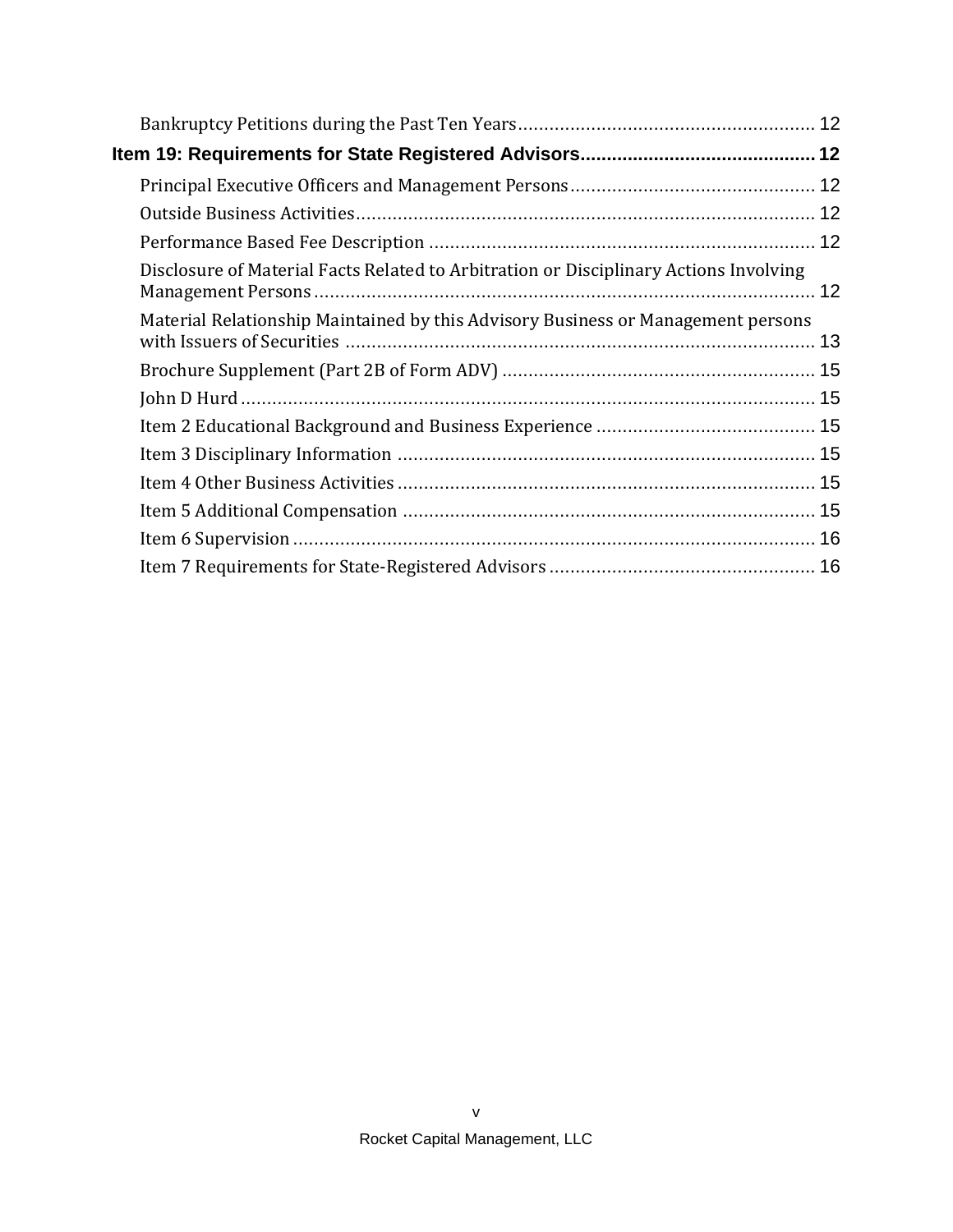Bankruptcy Petitions during the Past Ten Years........................................................ 12

**Item 19: Requirements for State Registered Advisors............................................. 12**

Principal Executive Officers and Management Persons.............................................. 12

Outside Business Activities...................................................................................... 12

Performance Based Fee Description ......................................................................... 12

Disclosure of Material Facts Related to Arbitration or Disciplinary Actions Involving Management Persons............................................................................................... 12

Material Relationship Maintained by this Advisory Business or Management persons with Issuers of Securities .......................................................................................... 13

Brochure Supplement (Part 2B of Form ADV) ........................................................... 15

John D Hurd............................................................................................................. 15

Item 2 Educational Background and Business Experience ......................................... 15

Item 3 Disciplinary Information ................................................................................ 15

Item 4 Other Business Activities ............................................................................... 15

Item 5 Additional Compensation .............................................................................. 15

Item 6 Supervision ................................................................................................... 16

Item 7 Requirements for State-Registered Advisors .................................................. 16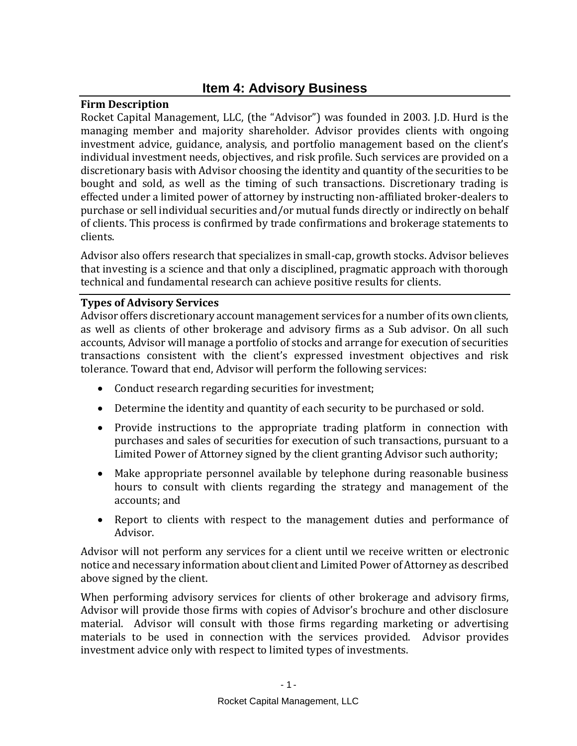# Item 4: Advisory Business

**Firm Description**

Rocket Capital Management, LLC, (the "Advisor") was founded in 2003. J.D. Hurd is the managing member and majority shareholder. Advisor provides clients with ongoing investment advice, guidance, analysis, and portfolio management based on the client's individual investment needs, objectives, and risk profile. Such services are provided on a discretionary basis with Advisor choosing the identity and quantity of the securities to be bought and sold, as well as the timing of such transactions. Discretionary trading is effected under a limited power of attorney by instructing non-affiliated broker-dealers to purchase or sell individual securities and/or mutual funds directly or indirectly on behalf of clients. This process is confirmed by trade confirmations and brokerage statements to clients.

Advisor also offers research that specializes in small-cap, growth stocks. Advisor believes that investing is a science and that only a disciplined, pragmatic approach with thorough technical and fundamental research can achieve positive results for clients.

**Types of Advisory Services**

Advisor offers discretionary account management services for a number of its own clients, as well as clients of other brokerage and advisory firms as a Sub advisor. On all such accounts, Advisor will manage a portfolio of stocks and arrange for execution of securities transactions consistent with the client's expressed investment objectives and risk tolerance. Toward that end, Advisor will perform the following services:

- Conduct research regarding securities for investment;
- Determine the identity and quantity of each security to be purchased or sold.
- Provide instructions to the appropriate trading platform in connection with purchases and sales of securities for execution of such transactions, pursuant to a Limited Power of Attorney signed by the client granting Advisor such authority;
- Make appropriate personnel available by telephone during reasonable business hours to consult with clients regarding the strategy and management of the accounts; and
- Report to clients with respect to the management duties and performance of Advisor.

Advisor will not perform any services for a client until we receive written or electronic notice and necessary information about client and Limited Power of Attorney as described above signed by the client.

When performing advisory services for clients of other brokerage and advisory firms, Advisor will provide those firms with copies of Advisor's brochure and other disclosure material. Advisor will consult with those firms regarding marketing or advertising materials to be used in connection with the services provided. Advisor provides investment advice only with respect to limited types of investments.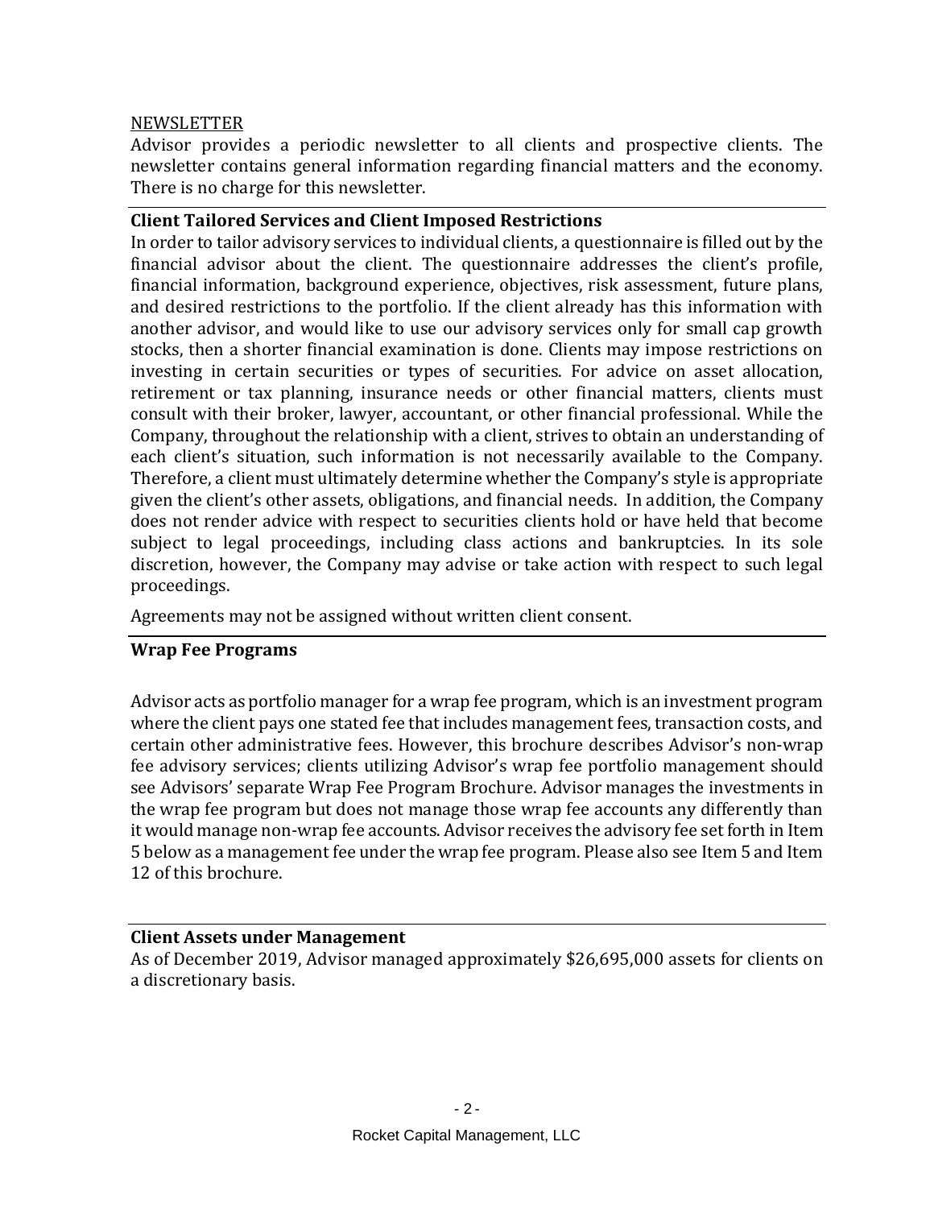NEWSLETTER

Advisor provides a periodic newsletter to all clients and prospective clients. The newsletter contains general information regarding financial matters and the economy. There is no charge for this newsletter.

**Client Tailored Services and Client Imposed Restrictions**

In order to tailor advisory services to individual clients, a questionnaire is filled out by the financial advisor about the client. The questionnaire addresses the client's profile, financial information, background experience, objectives, risk assessment, future plans, and desired restrictions to the portfolio. If the client already has this information with another advisor, and would like to use our advisory services only for small cap growth stocks, then a shorter financial examination is done. Clients may impose restrictions on investing in certain securities or types of securities. For advice on asset allocation, retirement or tax planning, insurance needs or other financial matters, clients must consult with their broker, lawyer, accountant, or other financial professional. While the Company, throughout the relationship with a client, strives to obtain an understanding of each client's situation, such information is not necessarily available to the Company. Therefore, a client must ultimately determine whether the Company's style is appropriate given the client's other assets, obligations, and financial needs. In addition, the Company does not render advice with respect to securities clients hold or have held that become subject to legal proceedings, including class actions and bankruptcies. In its sole discretion, however, the Company may advise or take action with respect to such legal proceedings.

Agreements may not be assigned without written client consent.

**Wrap Fee Programs**

Advisor acts as portfolio manager for a wrap fee program, which is an investment program where the client pays one stated fee that includes management fees, transaction costs, and certain other administrative fees. However, this brochure describes Advisor's non-wrap fee advisory services; clients utilizing Advisor's wrap fee portfolio management should see Advisors' separate Wrap Fee Program Brochure. Advisor manages the investments in the wrap fee program but does not manage those wrap fee accounts any differently than it would manage non-wrap fee accounts. Advisor receives the advisory fee set forth in Item 5 below as a management fee under the wrap fee program. Please also see Item 5 and Item 12 of this brochure.

**Client Assets under Management**

As of December 2019, Advisor managed approximately $26,695,000 assets for clients on a discretionary basis.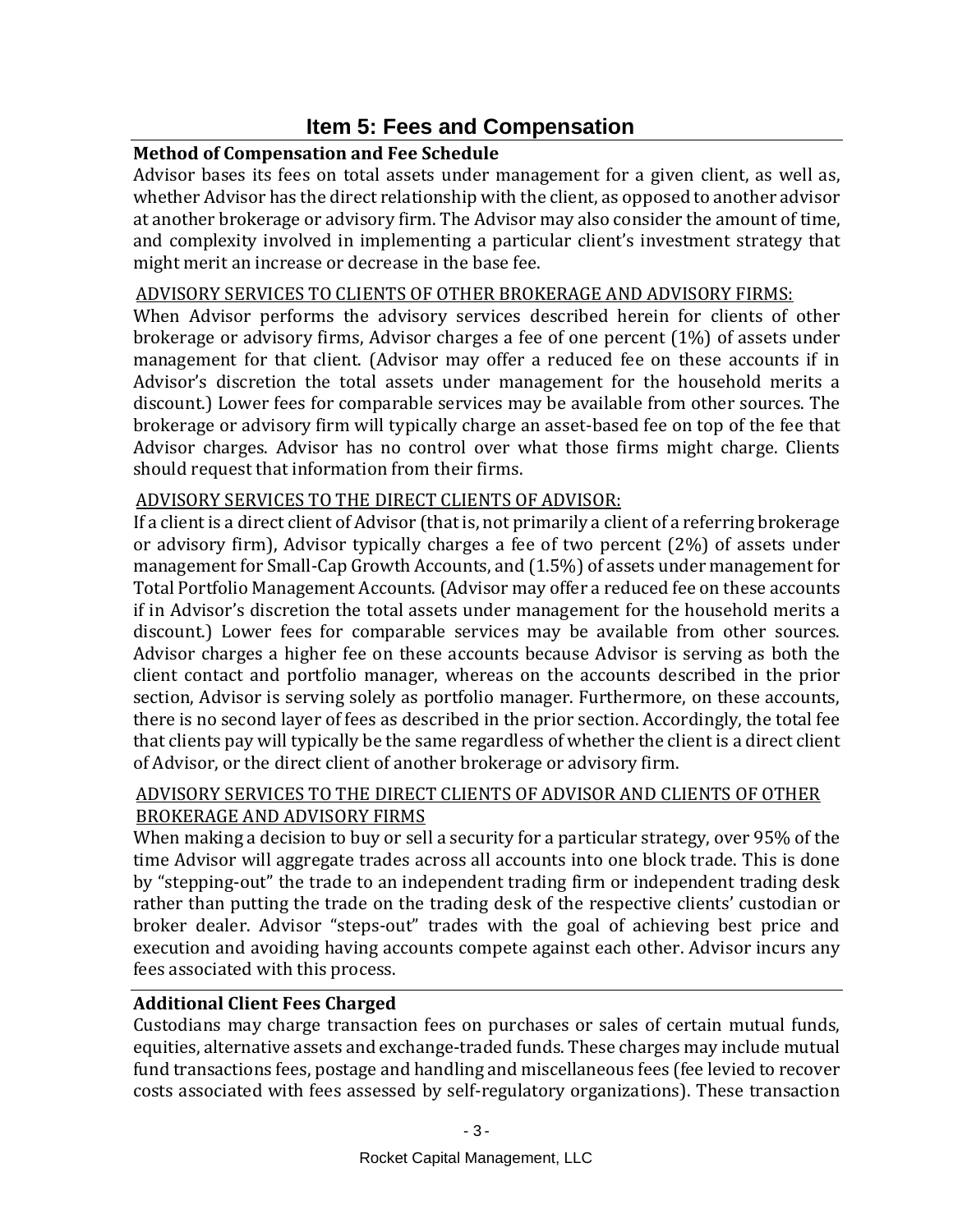## Item 5: Fees and Compensation

**Method of Compensation and Fee Schedule**

Advisor bases its fees on total assets under management for a given client, as well as, whether Advisor has the direct relationship with the client, as opposed to another advisor at another brokerage or advisory firm. The Advisor may also consider the amount of time, and complexity involved in implementing a particular client's investment strategy that might merit an increase or decrease in the base fee.

ADVISORY SERVICES TO CLIENTS OF OTHER BROKERAGE AND ADVISORY FIRMS:

When Advisor performs the advisory services described herein for clients of other brokerage or advisory firms, Advisor charges a fee of one percent (1%) of assets under management for that client. (Advisor may offer a reduced fee on these accounts if in Advisor's discretion the total assets under management for the household merits a discount.) Lower fees for comparable services may be available from other sources. The brokerage or advisory firm will typically charge an asset-based fee on top of the fee that Advisor charges. Advisor has no control over what those firms might charge. Clients should request that information from their firms.

ADVISORY SERVICES TO THE DIRECT CLIENTS OF ADVISOR:

If a client is a direct client of Advisor (that is, not primarily a client of a referring brokerage or advisory firm), Advisor typically charges a fee of two percent (2%) of assets under management for Small-Cap Growth Accounts, and (1.5%) of assets under management for Total Portfolio Management Accounts. (Advisor may offer a reduced fee on these accounts if in Advisor's discretion the total assets under management for the household merits a discount.) Lower fees for comparable services may be available from other sources. Advisor charges a higher fee on these accounts because Advisor is serving as both the client contact and portfolio manager, whereas on the accounts described in the prior section, Advisor is serving solely as portfolio manager. Furthermore, on these accounts, there is no second layer of fees as described in the prior section. Accordingly, the total fee that clients pay will typically be the same regardless of whether the client is a direct client of Advisor, or the direct client of another brokerage or advisory firm.

ADVISORY SERVICES TO THE DIRECT CLIENTS OF ADVISOR AND CLIENTS OF OTHER BROKERAGE AND ADVISORY FIRMS

When making a decision to buy or sell a security for a particular strategy, over 95% of the time Advisor will aggregate trades across all accounts into one block trade. This is done by "stepping-out" the trade to an independent trading firm or independent trading desk rather than putting the trade on the trading desk of the respective clients' custodian or broker dealer. Advisor "steps-out" trades with the goal of achieving best price and execution and avoiding having accounts compete against each other. Advisor incurs any fees associated with this process.

**Additional Client Fees Charged**

Custodians may charge transaction fees on purchases or sales of certain mutual funds, equities, alternative assets and exchange-traded funds. These charges may include mutual fund transactions fees, postage and handling and miscellaneous fees (fee levied to recover costs associated with fees assessed by self-regulatory organizations). These transaction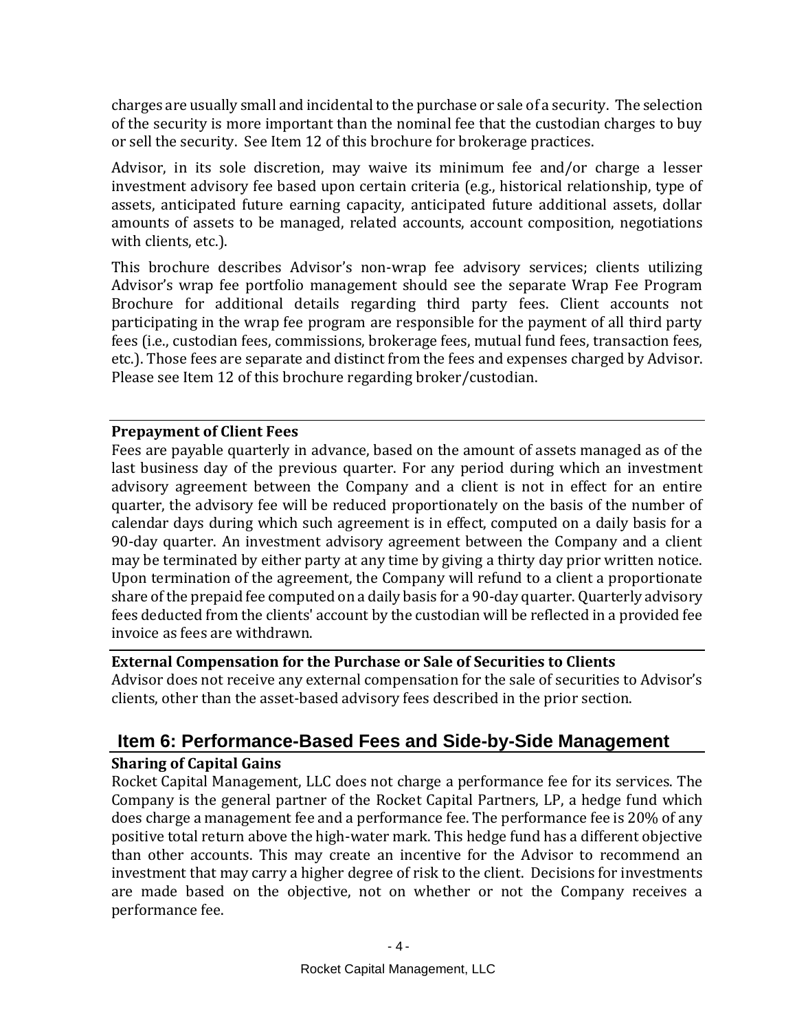charges are usually small and incidental to the purchase or sale of a security. The selection of the security is more important than the nominal fee that the custodian charges to buy or sell the security. See Item 12 of this brochure for brokerage practices.

Advisor, in its sole discretion, may waive its minimum fee and/or charge a lesser investment advisory fee based upon certain criteria (e.g., historical relationship, type of assets, anticipated future earning capacity, anticipated future additional assets, dollar amounts of assets to be managed, related accounts, account composition, negotiations with clients, etc.).

This brochure describes Advisor's non-wrap fee advisory services; clients utilizing Advisor's wrap fee portfolio management should see the separate Wrap Fee Program Brochure for additional details regarding third party fees. Client accounts not participating in the wrap fee program are responsible for the payment of all third party fees (i.e., custodian fees, commissions, brokerage fees, mutual fund fees, transaction fees, etc.). Those fees are separate and distinct from the fees and expenses charged by Advisor. Please see Item 12 of this brochure regarding broker/custodian.

**Prepayment of Client Fees**

Fees are payable quarterly in advance, based on the amount of assets managed as of the last business day of the previous quarter. For any period during which an investment advisory agreement between the Company and a client is not in effect for an entire quarter, the advisory fee will be reduced proportionately on the basis of the number of calendar days during which such agreement is in effect, computed on a daily basis for a 90-day quarter. An investment advisory agreement between the Company and a client may be terminated by either party at any time by giving a thirty day prior written notice. Upon termination of the agreement, the Company will refund to a client a proportionate share of the prepaid fee computed on a daily basis for a 90-day quarter. Quarterly advisory fees deducted from the clients' account by the custodian will be reflected in a provided fee invoice as fees are withdrawn.

**External Compensation for the Purchase or Sale of Securities to Clients**

Advisor does not receive any external compensation for the sale of securities to Advisor's clients, other than the asset-based advisory fees described in the prior section.

## Item 6: Performance-Based Fees and Side-by-Side Management

**Sharing of Capital Gains**

Rocket Capital Management, LLC does not charge a performance fee for its services. The Company is the general partner of the Rocket Capital Partners, LP, a hedge fund which does charge a management fee and a performance fee. The performance fee is 20% of any positive total return above the high-water mark. This hedge fund has a different objective than other accounts. This may create an incentive for the Advisor to recommend an investment that may carry a higher degree of risk to the client. Decisions for investments are made based on the objective, not on whether or not the Company receives a performance fee.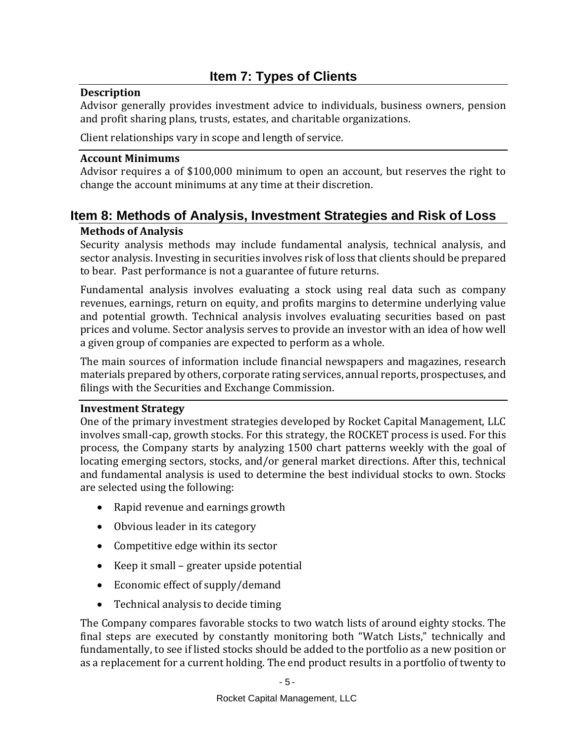## Item 7: Types of Clients

**Description**

Advisor generally provides investment advice to individuals, business owners, pension and profit sharing plans, trusts, estates, and charitable organizations.

Client relationships vary in scope and length of service.

**Account Minimums**

Advisor requires a of $100,000 minimum to open an account, but reserves the right to change the account minimums at any time at their discretion.

## Item 8: Methods of Analysis, Investment Strategies and Risk of Loss

**Methods of Analysis**

Security analysis methods may include fundamental analysis, technical analysis, and sector analysis. Investing in securities involves risk of loss that clients should be prepared to bear. Past performance is not a guarantee of future returns.

Fundamental analysis involves evaluating a stock using real data such as company revenues, earnings, return on equity, and profits margins to determine underlying value and potential growth. Technical analysis involves evaluating securities based on past prices and volume. Sector analysis serves to provide an investor with an idea of how well a given group of companies are expected to perform as a whole.

The main sources of information include financial newspapers and magazines, research materials prepared by others, corporate rating services, annual reports, prospectuses, and filings with the Securities and Exchange Commission.

**Investment Strategy**

One of the primary investment strategies developed by Rocket Capital Management, LLC involves small-cap, growth stocks. For this strategy, the ROCKET process is used. For this process, the Company starts by analyzing 1500 chart patterns weekly with the goal of locating emerging sectors, stocks, and/or general market directions. After this, technical and fundamental analysis is used to determine the best individual stocks to own. Stocks are selected using the following:

- Rapid revenue and earnings growth
- Obvious leader in its category
- Competitive edge within its sector
- Keep it small – greater upside potential
- Economic effect of supply/demand
- Technical analysis to decide timing

The Company compares favorable stocks to two watch lists of around eighty stocks. The final steps are executed by constantly monitoring both "Watch Lists," technically and fundamentally, to see if listed stocks should be added to the portfolio as a new position or as a replacement for a current holding. The end product results in a portfolio of twenty to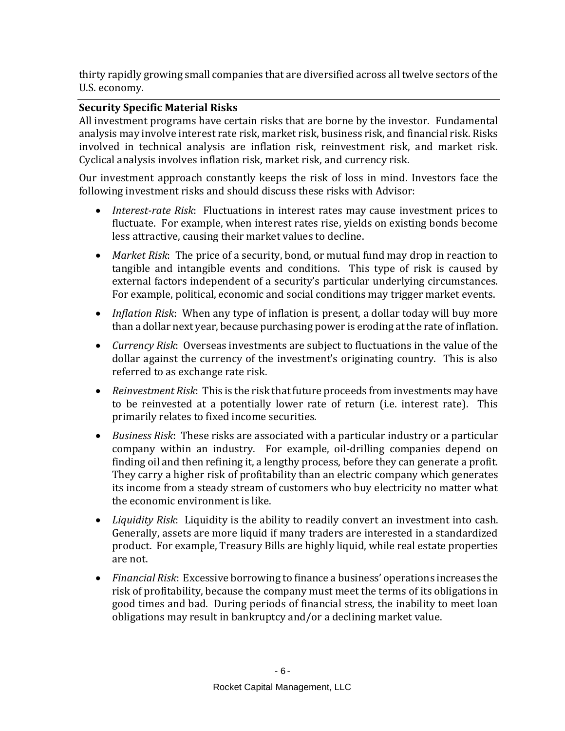thirty rapidly growing small companies that are diversified across all twelve sectors of the U.S. economy.

**Security Specific Material Risks**

All investment programs have certain risks that are borne by the investor. Fundamental analysis may involve interest rate risk, market risk, business risk, and financial risk. Risks involved in technical analysis are inflation risk, reinvestment risk, and market risk. Cyclical analysis involves inflation risk, market risk, and currency risk.

Our investment approach constantly keeps the risk of loss in mind. Investors face the following investment risks and should discuss these risks with Advisor:

- *Interest-rate Risk*: Fluctuations in interest rates may cause investment prices to fluctuate. For example, when interest rates rise, yields on existing bonds become less attractive, causing their market values to decline.
- *Market Risk*: The price of a security, bond, or mutual fund may drop in reaction to tangible and intangible events and conditions. This type of risk is caused by external factors independent of a security's particular underlying circumstances. For example, political, economic and social conditions may trigger market events.
- *Inflation Risk*: When any type of inflation is present, a dollar today will buy more than a dollar next year, because purchasing power is eroding at the rate of inflation.
- *Currency Risk*: Overseas investments are subject to fluctuations in the value of the dollar against the currency of the investment's originating country. This is also referred to as exchange rate risk.
- *Reinvestment Risk*: This is the risk that future proceeds from investments may have to be reinvested at a potentially lower rate of return (i.e. interest rate). This primarily relates to fixed income securities.
- *Business Risk*: These risks are associated with a particular industry or a particular company within an industry. For example, oil-drilling companies depend on finding oil and then refining it, a lengthy process, before they can generate a profit. They carry a higher risk of profitability than an electric company which generates its income from a steady stream of customers who buy electricity no matter what the economic environment is like.
- *Liquidity Risk*: Liquidity is the ability to readily convert an investment into cash. Generally, assets are more liquid if many traders are interested in a standardized product. For example, Treasury Bills are highly liquid, while real estate properties are not.
- *Financial Risk*: Excessive borrowing to finance a business' operations increases the risk of profitability, because the company must meet the terms of its obligations in good times and bad. During periods of financial stress, the inability to meet loan obligations may result in bankruptcy and/or a declining market value.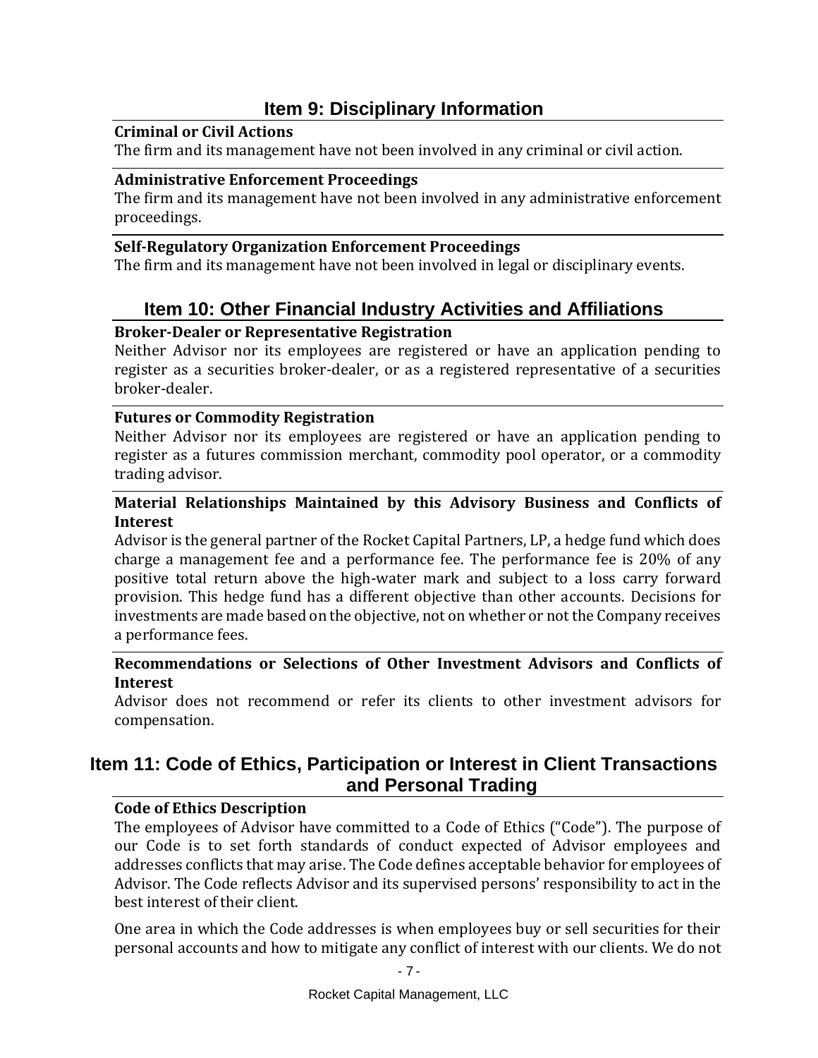## Item 9: Disciplinary Information

**Criminal or Civil Actions**

The firm and its management have not been involved in any criminal or civil action.

**Administrative Enforcement Proceedings**

The firm and its management have not been involved in any administrative enforcement proceedings.

**Self-Regulatory Organization Enforcement Proceedings**

The firm and its management have not been involved in legal or disciplinary events.

## Item 10: Other Financial Industry Activities and Affiliations

**Broker-Dealer or Representative Registration**

Neither Advisor nor its employees are registered or have an application pending to register as a securities broker-dealer, or as a registered representative of a securities broker-dealer.

**Futures or Commodity Registration**

Neither Advisor nor its employees are registered or have an application pending to register as a futures commission merchant, commodity pool operator, or a commodity trading advisor.

**Material Relationships Maintained by this Advisory Business and Conflicts of Interest**

Advisor is the general partner of the Rocket Capital Partners, LP, a hedge fund which does charge a management fee and a performance fee. The performance fee is 20% of any positive total return above the high-water mark and subject to a loss carry forward provision. This hedge fund has a different objective than other accounts. Decisions for investments are made based on the objective, not on whether or not the Company receives a performance fees.

**Recommendations or Selections of Other Investment Advisors and Conflicts of Interest**

Advisor does not recommend or refer its clients to other investment advisors for compensation.

## Item 11: Code of Ethics, Participation or Interest in Client Transactions and Personal Trading

**Code of Ethics Description**

The employees of Advisor have committed to a Code of Ethics ("Code"). The purpose of our Code is to set forth standards of conduct expected of Advisor employees and addresses conflicts that may arise. The Code defines acceptable behavior for employees of Advisor. The Code reflects Advisor and its supervised persons' responsibility to act in the best interest of their client.

One area in which the Code addresses is when employees buy or sell securities for their personal accounts and how to mitigate any conflict of interest with our clients. We do not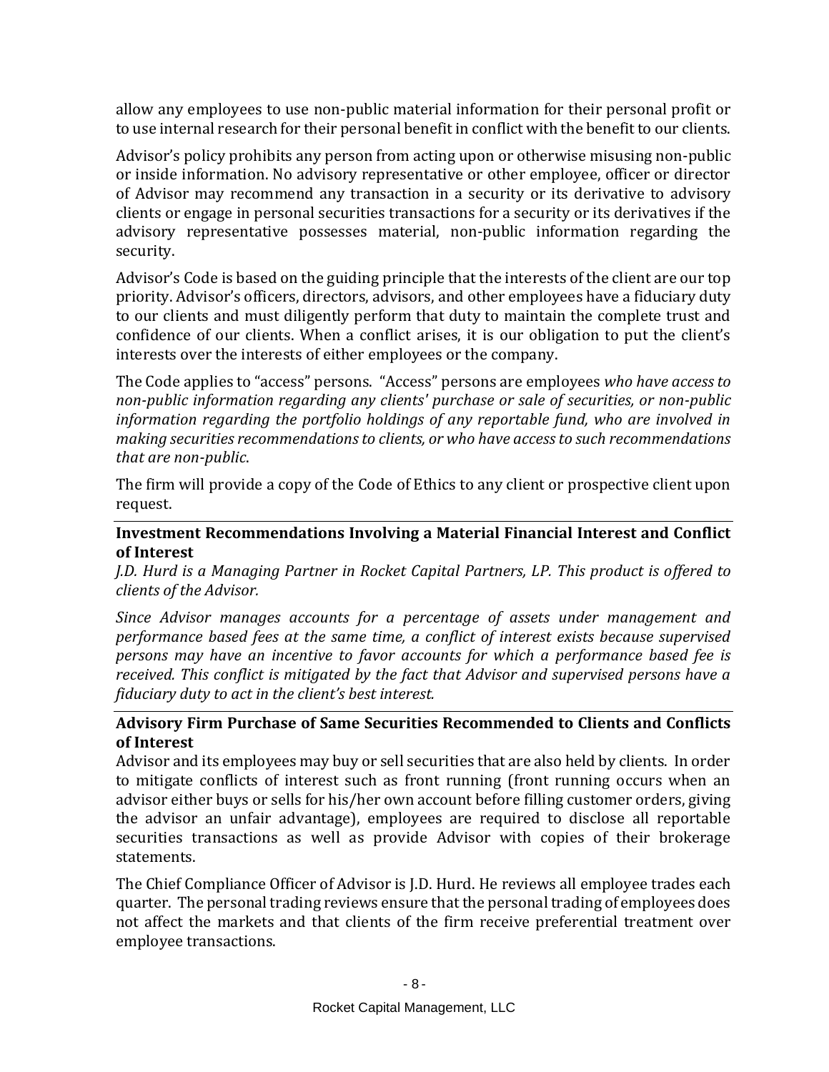allow any employees to use non-public material information for their personal profit or to use internal research for their personal benefit in conflict with the benefit to our clients.

Advisor's policy prohibits any person from acting upon or otherwise misusing non-public or inside information. No advisory representative or other employee, officer or director of Advisor may recommend any transaction in a security or its derivative to advisory clients or engage in personal securities transactions for a security or its derivatives if the advisory representative possesses material, non-public information regarding the security.

Advisor's Code is based on the guiding principle that the interests of the client are our top priority. Advisor's officers, directors, advisors, and other employees have a fiduciary duty to our clients and must diligently perform that duty to maintain the complete trust and confidence of our clients. When a conflict arises, it is our obligation to put the client's interests over the interests of either employees or the company.

The Code applies to "access" persons. "Access" persons are employees *who have access to non-public information regarding any clients' purchase or sale of securities, or non-public information regarding the portfolio holdings of any reportable fund, who are involved in making securities recommendations to clients, or who have access to such recommendations that are non-public*.

The firm will provide a copy of the Code of Ethics to any client or prospective client upon request.

**Investment Recommendations Involving a Material Financial Interest and Conflict of Interest**

*J.D. Hurd is a Managing Partner in Rocket Capital Partners, LP. This product is offered to clients of the Advisor.*

*Since Advisor manages accounts for a percentage of assets under management and performance based fees at the same time, a conflict of interest exists because supervised persons may have an incentive to favor accounts for which a performance based fee is received. This conflict is mitigated by the fact that Advisor and supervised persons have a fiduciary duty to act in the client's best interest.*

**Advisory Firm Purchase of Same Securities Recommended to Clients and Conflicts of Interest**

Advisor and its employees may buy or sell securities that are also held by clients. In order to mitigate conflicts of interest such as front running (front running occurs when an advisor either buys or sells for his/her own account before filling customer orders, giving the advisor an unfair advantage), employees are required to disclose all reportable securities transactions as well as provide Advisor with copies of their brokerage statements.

The Chief Compliance Officer of Advisor is J.D. Hurd. He reviews all employee trades each quarter. The personal trading reviews ensure that the personal trading of employees does not affect the markets and that clients of the firm receive preferential treatment over employee transactions.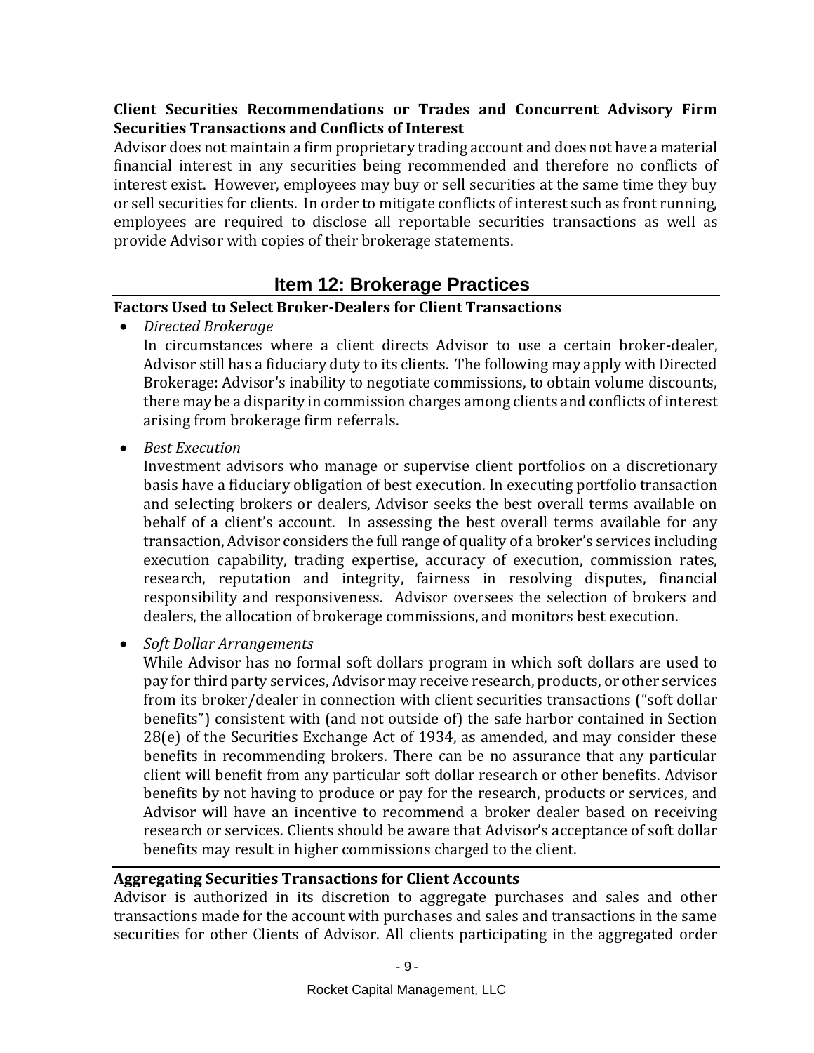**Client Securities Recommendations or Trades and Concurrent Advisory Firm Securities Transactions and Conflicts of Interest**

Advisor does not maintain a firm proprietary trading account and does not have a material financial interest in any securities being recommended and therefore no conflicts of interest exist. However, employees may buy or sell securities at the same time they buy or sell securities for clients. In order to mitigate conflicts of interest such as front running, employees are required to disclose all reportable securities transactions as well as provide Advisor with copies of their brokerage statements.

## Item 12: Brokerage Practices

**Factors Used to Select Broker-Dealers for Client Transactions**

- *Directed Brokerage*

  In circumstances where a client directs Advisor to use a certain broker-dealer, Advisor still has a fiduciary duty to its clients. The following may apply with Directed Brokerage: Advisor's inability to negotiate commissions, to obtain volume discounts, there may be a disparity in commission charges among clients and conflicts of interest arising from brokerage firm referrals.

- *Best Execution*

  Investment advisors who manage or supervise client portfolios on a discretionary basis have a fiduciary obligation of best execution. In executing portfolio transaction and selecting brokers or dealers, Advisor seeks the best overall terms available on behalf of a client's account. In assessing the best overall terms available for any transaction, Advisor considers the full range of quality of a broker's services including execution capability, trading expertise, accuracy of execution, commission rates, research, reputation and integrity, fairness in resolving disputes, financial responsibility and responsiveness. Advisor oversees the selection of brokers and dealers, the allocation of brokerage commissions, and monitors best execution.

- *Soft Dollar Arrangements*

  While Advisor has no formal soft dollars program in which soft dollars are used to pay for third party services, Advisor may receive research, products, or other services from its broker/dealer in connection with client securities transactions ("soft dollar benefits") consistent with (and not outside of) the safe harbor contained in Section 28(e) of the Securities Exchange Act of 1934, as amended, and may consider these benefits in recommending brokers. There can be no assurance that any particular client will benefit from any particular soft dollar research or other benefits. Advisor benefits by not having to produce or pay for the research, products or services, and Advisor will have an incentive to recommend a broker dealer based on receiving research or services. Clients should be aware that Advisor's acceptance of soft dollar benefits may result in higher commissions charged to the client.

**Aggregating Securities Transactions for Client Accounts**

Advisor is authorized in its discretion to aggregate purchases and sales and other transactions made for the account with purchases and sales and transactions in the same securities for other Clients of Advisor. All clients participating in the aggregated order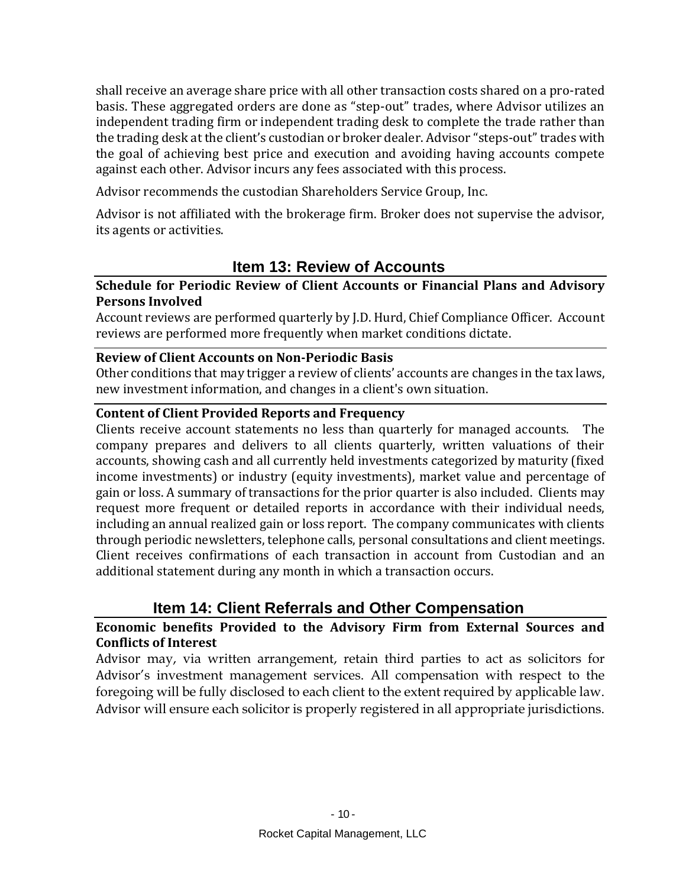shall receive an average share price with all other transaction costs shared on a pro-rated basis. These aggregated orders are done as "step-out" trades, where Advisor utilizes an independent trading firm or independent trading desk to complete the trade rather than the trading desk at the client's custodian or broker dealer. Advisor "steps-out" trades with the goal of achieving best price and execution and avoiding having accounts compete against each other. Advisor incurs any fees associated with this process.

Advisor recommends the custodian Shareholders Service Group, Inc.

Advisor is not affiliated with the brokerage firm. Broker does not supervise the advisor, its agents or activities.

## Item 13: Review of Accounts

**Schedule for Periodic Review of Client Accounts or Financial Plans and Advisory Persons Involved**

Account reviews are performed quarterly by J.D. Hurd, Chief Compliance Officer. Account reviews are performed more frequently when market conditions dictate.

**Review of Client Accounts on Non-Periodic Basis**

Other conditions that may trigger a review of clients' accounts are changes in the tax laws, new investment information, and changes in a client's own situation.

**Content of Client Provided Reports and Frequency**

Clients receive account statements no less than quarterly for managed accounts. The company prepares and delivers to all clients quarterly, written valuations of their accounts, showing cash and all currently held investments categorized by maturity (fixed income investments) or industry (equity investments), market value and percentage of gain or loss. A summary of transactions for the prior quarter is also included. Clients may request more frequent or detailed reports in accordance with their individual needs, including an annual realized gain or loss report. The company communicates with clients through periodic newsletters, telephone calls, personal consultations and client meetings. Client receives confirmations of each transaction in account from Custodian and an additional statement during any month in which a transaction occurs.

## Item 14: Client Referrals and Other Compensation

**Economic benefits Provided to the Advisory Firm from External Sources and Conflicts of Interest**

Advisor may, via written arrangement, retain third parties to act as solicitors for Advisor's investment management services. All compensation with respect to the foregoing will be fully disclosed to each client to the extent required by applicable law. Advisor will ensure each solicitor is properly registered in all appropriate jurisdictions.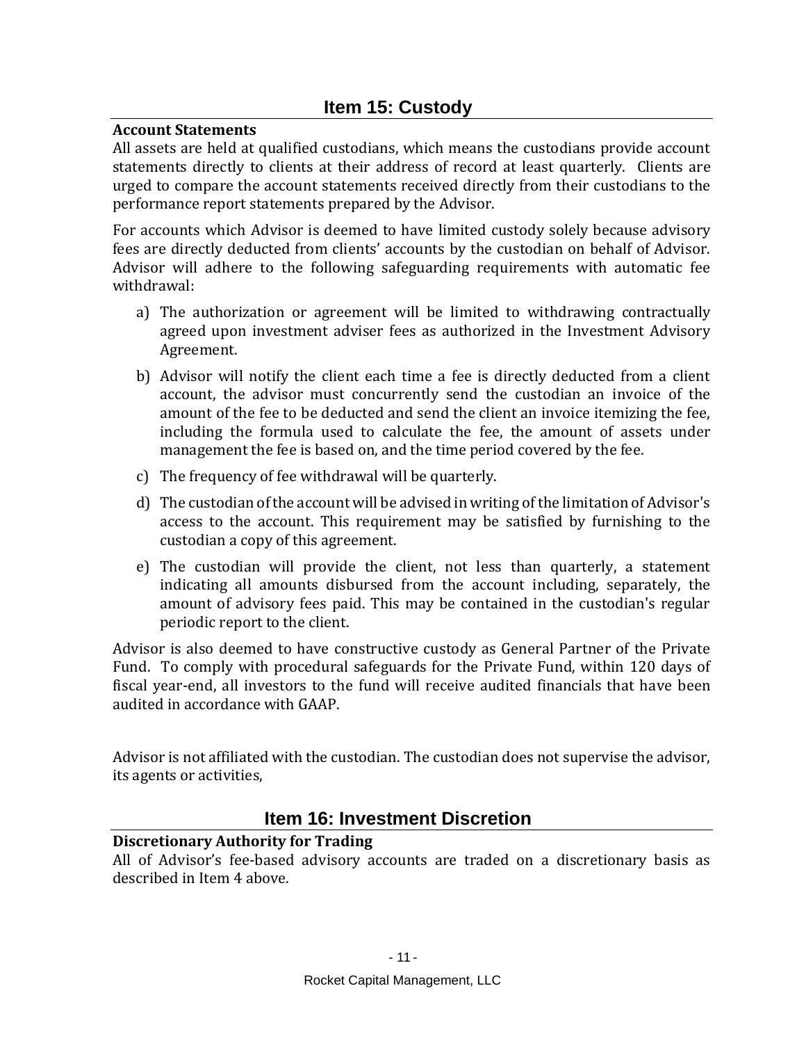## Item 15: Custody

**Account Statements**

All assets are held at qualified custodians, which means the custodians provide account statements directly to clients at their address of record at least quarterly. Clients are urged to compare the account statements received directly from their custodians to the performance report statements prepared by the Advisor.

For accounts which Advisor is deemed to have limited custody solely because advisory fees are directly deducted from clients' accounts by the custodian on behalf of Advisor. Advisor will adhere to the following safeguarding requirements with automatic fee withdrawal:

a) The authorization or agreement will be limited to withdrawing contractually agreed upon investment adviser fees as authorized in the Investment Advisory Agreement.

b) Advisor will notify the client each time a fee is directly deducted from a client account, the advisor must concurrently send the custodian an invoice of the amount of the fee to be deducted and send the client an invoice itemizing the fee, including the formula used to calculate the fee, the amount of assets under management the fee is based on, and the time period covered by the fee.

c) The frequency of fee withdrawal will be quarterly.

d) The custodian of the account will be advised in writing of the limitation of Advisor's access to the account. This requirement may be satisfied by furnishing to the custodian a copy of this agreement.

e) The custodian will provide the client, not less than quarterly, a statement indicating all amounts disbursed from the account including, separately, the amount of advisory fees paid. This may be contained in the custodian's regular periodic report to the client.

Advisor is also deemed to have constructive custody as General Partner of the Private Fund. To comply with procedural safeguards for the Private Fund, within 120 days of fiscal year-end, all investors to the fund will receive audited financials that have been audited in accordance with GAAP.

Advisor is not affiliated with the custodian. The custodian does not supervise the advisor, its agents or activities,

## Item 16: Investment Discretion

**Discretionary Authority for Trading**

All of Advisor's fee-based advisory accounts are traded on a discretionary basis as described in Item 4 above.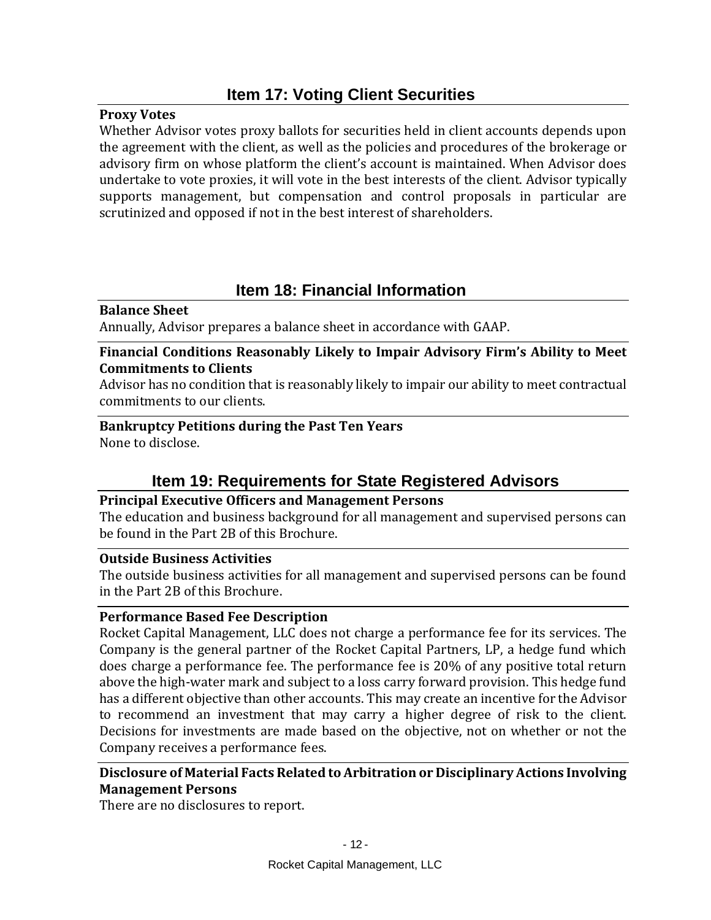## Item 17: Voting Client Securities

**Proxy Votes**

Whether Advisor votes proxy ballots for securities held in client accounts depends upon the agreement with the client, as well as the policies and procedures of the brokerage or advisory firm on whose platform the client's account is maintained. When Advisor does undertake to vote proxies, it will vote in the best interests of the client. Advisor typically supports management, but compensation and control proposals in particular are scrutinized and opposed if not in the best interest of shareholders.

## Item 18: Financial Information

**Balance Sheet**

Annually, Advisor prepares a balance sheet in accordance with GAAP.

**Financial Conditions Reasonably Likely to Impair Advisory Firm's Ability to Meet Commitments to Clients**

Advisor has no condition that is reasonably likely to impair our ability to meet contractual commitments to our clients.

**Bankruptcy Petitions during the Past Ten Years**

None to disclose.

## Item 19: Requirements for State Registered Advisors

**Principal Executive Officers and Management Persons**

The education and business background for all management and supervised persons can be found in the Part 2B of this Brochure.

**Outside Business Activities**

The outside business activities for all management and supervised persons can be found in the Part 2B of this Brochure.

**Performance Based Fee Description**

Rocket Capital Management, LLC does not charge a performance fee for its services. The Company is the general partner of the Rocket Capital Partners, LP, a hedge fund which does charge a performance fee. The performance fee is 20% of any positive total return above the high-water mark and subject to a loss carry forward provision. This hedge fund has a different objective than other accounts. This may create an incentive for the Advisor to recommend an investment that may carry a higher degree of risk to the client. Decisions for investments are made based on the objective, not on whether or not the Company receives a performance fees.

**Disclosure of Material Facts Related to Arbitration or Disciplinary Actions Involving Management Persons**

There are no disclosures to report.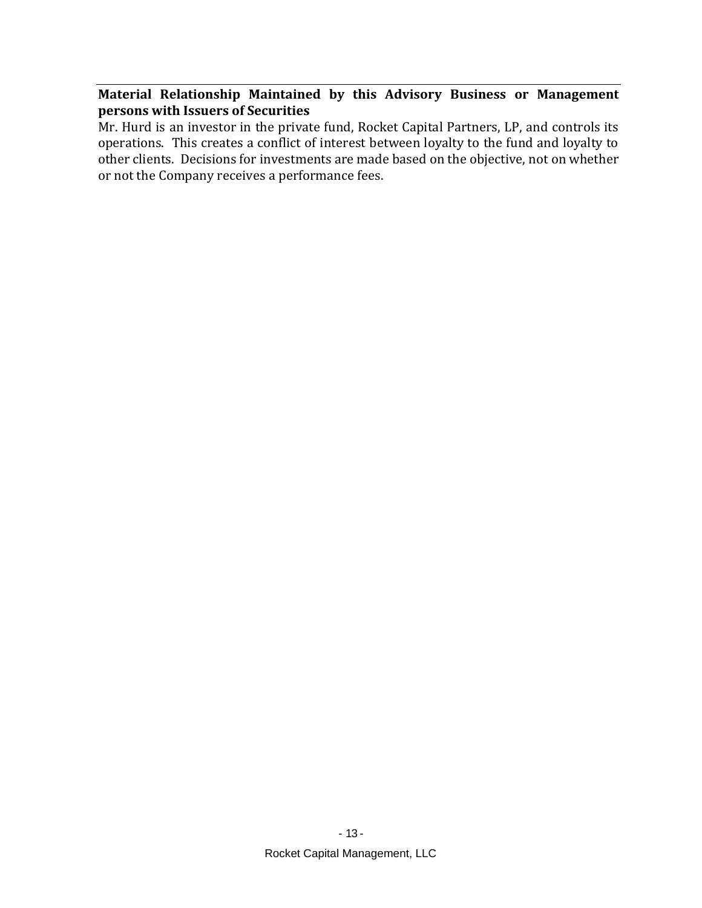**Material Relationship Maintained by this Advisory Business or Management persons with Issuers of Securities**

Mr. Hurd is an investor in the private fund, Rocket Capital Partners, LP, and controls its operations. This creates a conflict of interest between loyalty to the fund and loyalty to other clients. Decisions for investments are made based on the objective, not on whether or not the Company receives a performance fees.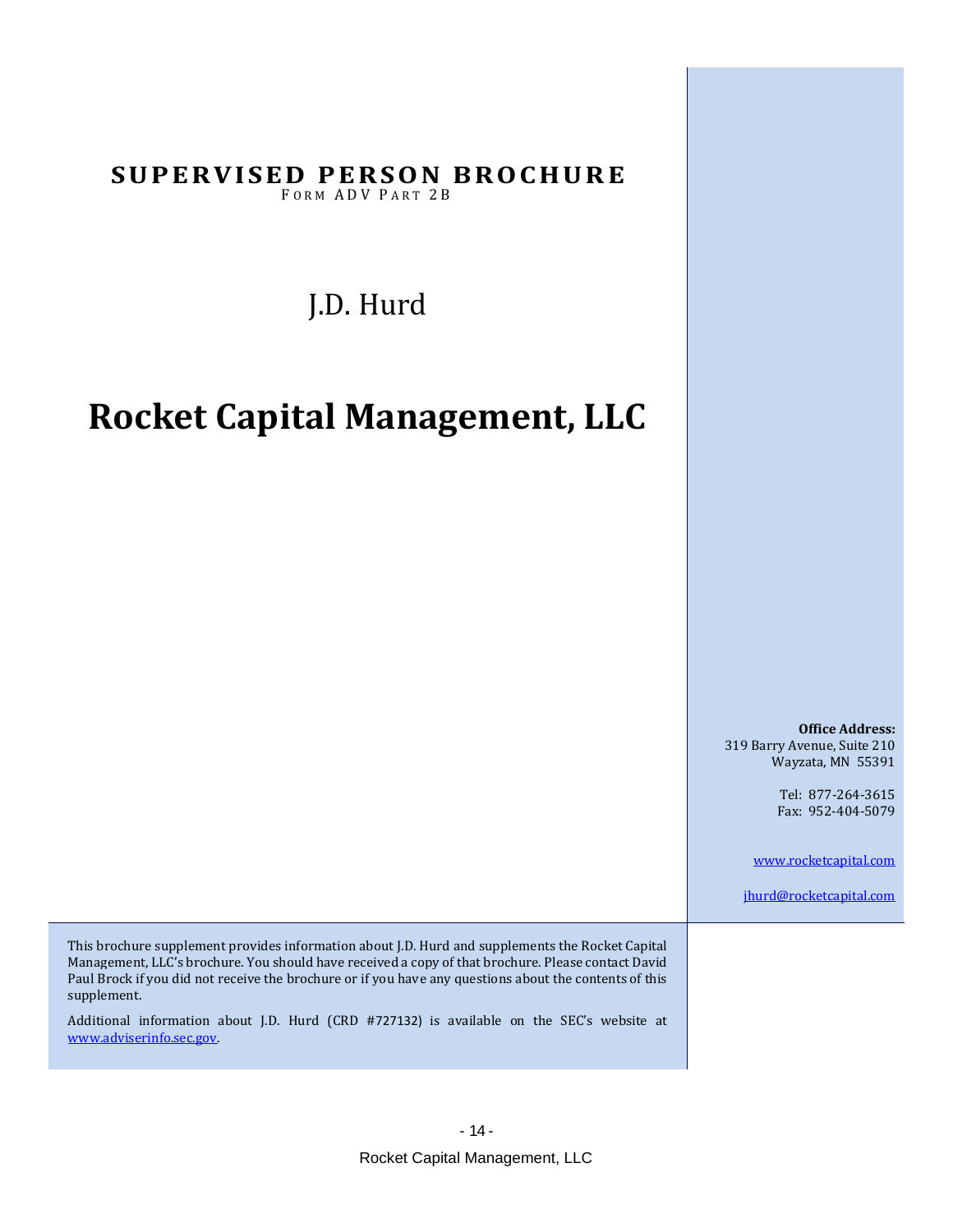# SUPERVISED PERSON BROCHURE

FORM ADV PART 2B

J.D. Hurd

# Rocket Capital Management, LLC

**Office Address:**
319 Barry Avenue, Suite 210
Wayzata, MN 55391

Tel: 877-264-3615
Fax: 952-404-5079

[www.rocketcapital.com](http://www.rocketcapital.com)

[jhurd@rocketcapital.com](mailto:jhurd@rocketcapital.com)

This brochure supplement provides information about J.D. Hurd and supplements the Rocket Capital Management, LLC's brochure. You should have received a copy of that brochure. Please contact David Paul Brock if you did not receive the brochure or if you have any questions about the contents of this supplement.

Additional information about J.D. Hurd (CRD #727132) is available on the SEC's website at [www.adviserinfo.sec.gov](http://www.adviserinfo.sec.gov).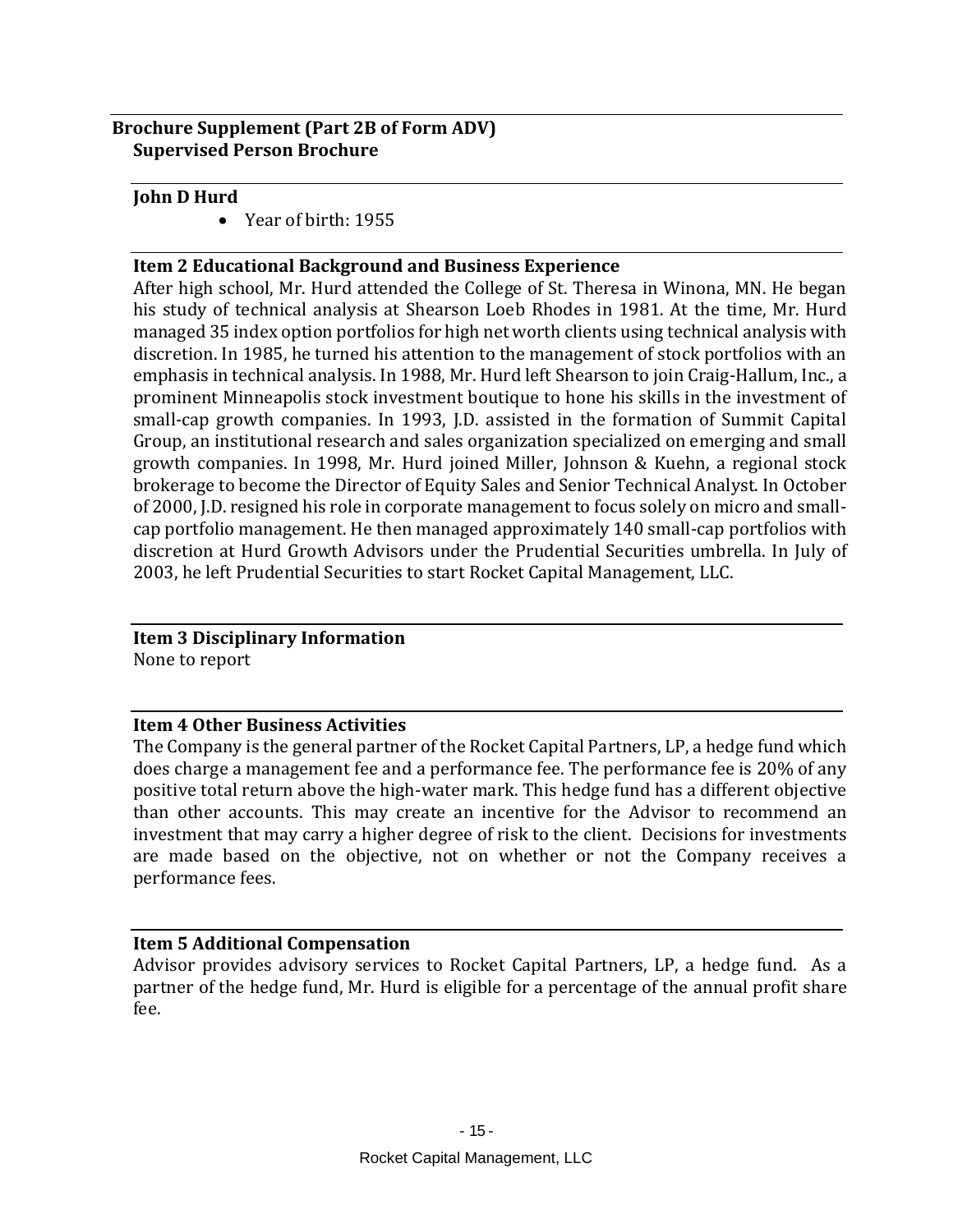**Brochure Supplement (Part 2B of Form ADV)**
**Supervised Person Brochure**

**John D Hurd**

- Year of birth: 1955

**Item 2 Educational Background and Business Experience**

After high school, Mr. Hurd attended the College of St. Theresa in Winona, MN. He began his study of technical analysis at Shearson Loeb Rhodes in 1981. At the time, Mr. Hurd managed 35 index option portfolios for high net worth clients using technical analysis with discretion. In 1985, he turned his attention to the management of stock portfolios with an emphasis in technical analysis. In 1988, Mr. Hurd left Shearson to join Craig-Hallum, Inc., a prominent Minneapolis stock investment boutique to hone his skills in the investment of small-cap growth companies. In 1993, J.D. assisted in the formation of Summit Capital Group, an institutional research and sales organization specialized on emerging and small growth companies. In 1998, Mr. Hurd joined Miller, Johnson & Kuehn, a regional stock brokerage to become the Director of Equity Sales and Senior Technical Analyst. In October of 2000, J.D. resigned his role in corporate management to focus solely on micro and small-cap portfolio management. He then managed approximately 140 small-cap portfolios with discretion at Hurd Growth Advisors under the Prudential Securities umbrella. In July of 2003, he left Prudential Securities to start Rocket Capital Management, LLC.

**Item 3 Disciplinary Information**

None to report

**Item 4 Other Business Activities**

The Company is the general partner of the Rocket Capital Partners, LP, a hedge fund which does charge a management fee and a performance fee. The performance fee is 20% of any positive total return above the high-water mark. This hedge fund has a different objective than other accounts. This may create an incentive for the Advisor to recommend an investment that may carry a higher degree of risk to the client. Decisions for investments are made based on the objective, not on whether or not the Company receives a performance fees.

**Item 5 Additional Compensation**

Advisor provides advisory services to Rocket Capital Partners, LP, a hedge fund. As a partner of the hedge fund, Mr. Hurd is eligible for a percentage of the annual profit share fee.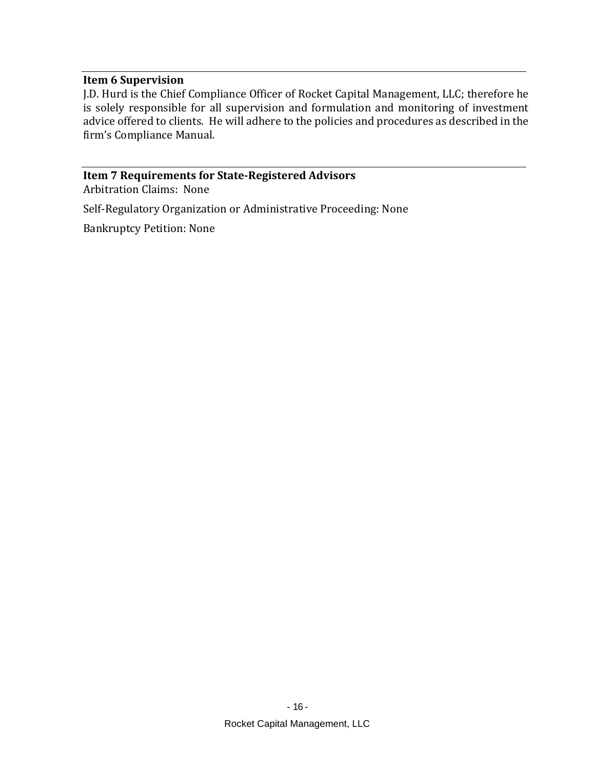## Item 6 Supervision

J.D. Hurd is the Chief Compliance Officer of Rocket Capital Management, LLC; therefore he is solely responsible for all supervision and formulation and monitoring of investment advice offered to clients. He will adhere to the policies and procedures as described in the firm's Compliance Manual.

## Item 7 Requirements for State-Registered Advisors

Arbitration Claims: None

Self-Regulatory Organization or Administrative Proceeding: None

Bankruptcy Petition: None